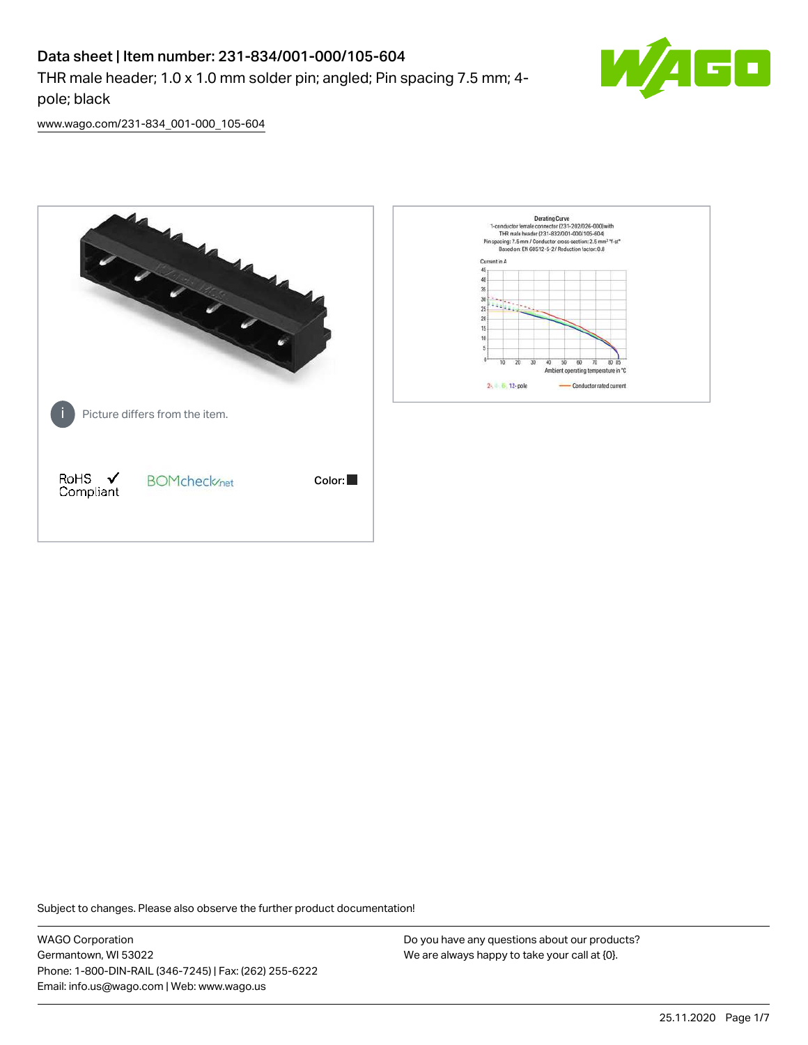# Data sheet | Item number: 231-834/001-000/105-604

THR male header; 1.0 x 1.0 mm solder pin; angled; Pin spacing 7.5 mm; 4-pole; black

www.wago.com/231-834_001-000_105-604

Picture differs from the item.

RoHS Compliant

BOMcheck.net

Color: ■

Subject to changes. Please also observe the further product documentation!

WAGO Corporation
Germantown, WI 53022
Phone: 1-800-DIN-RAIL (346-7245) | Fax: (262) 255-6222
Email: info.us@wago.com | Web: www.wago.us

Do you have any questions about our products?
We are always happy to take your call at {0}.

25.11.2020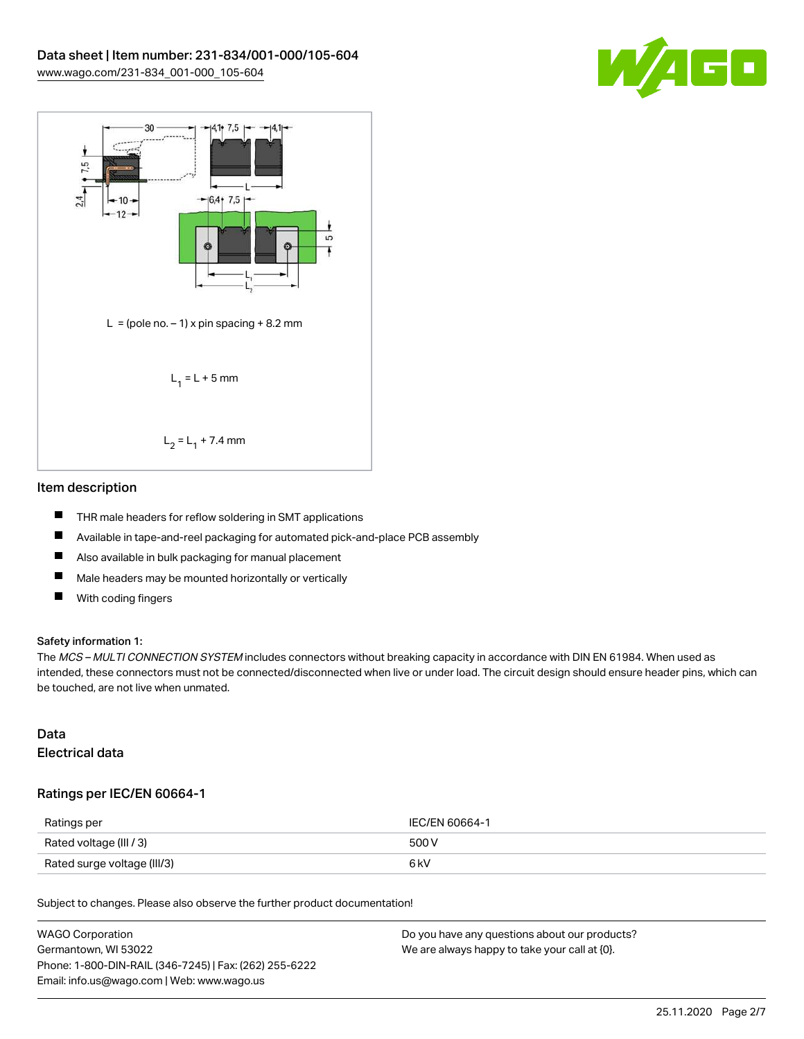$L$ = (pole no. – 1) x pin spacing + 8.2 mm

$L_1 = L + 5$ mm

$L_2 = L_1 + 7.4$ mm

## Item description

- THR male headers for reflow soldering in SMT applications
- Available in tape-and-reel packaging for automated pick-and-place PCB assembly
- Also available in bulk packaging for manual placement
- Male headers may be mounted horizontally or vertically
- With coding fingers

**Safety information 1:**

The *MCS – MULTI CONNECTION SYSTEM* includes connectors without breaking capacity in accordance with DIN EN 61984. When used as intended, these connectors must not be connected/disconnected when live or under load. The circuit design should ensure header pins, which can be touched, are not live when unmated.

## Data

### Electrical data

### Ratings per IEC/EN 60664-1

| Ratings per | IEC/EN 60664-1 |
| --- | --- |
| Rated voltage (III / 3) | 500 V |
| Rated surge voltage (III/3) | 6 kV |

Subject to changes. Please also observe the further product documentation!

WAGO Corporation
Germantown, WI 53022
Phone: 1-800-DIN-RAIL (346-7245) | Fax: (262) 255-6222
Email: info.us@wago.com | Web: www.wago.us

Do you have any questions about our products?
We are always happy to take your call at {0}.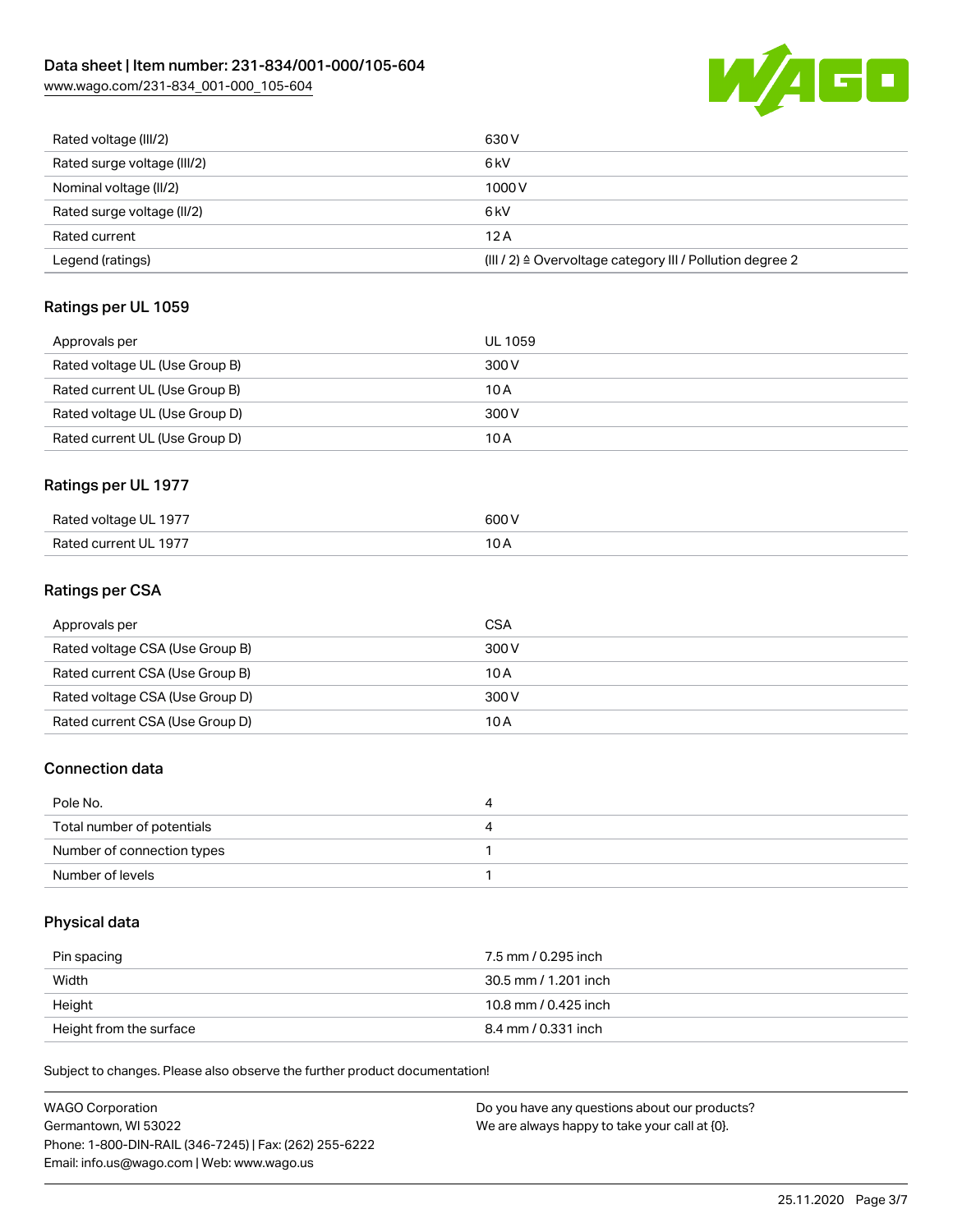| Rated voltage (III/2) | 630 V |
| --- | --- |
| Rated surge voltage (III/2) | 6 kV |
| Nominal voltage (II/2) | 1000 V |
| Rated surge voltage (II/2) | 6 kV |
| Rated current | 12 A |
| Legend (ratings) | (III / 2) ≙ Overvoltage category III / Pollution degree 2 |

## Ratings per UL 1059

| Approvals per | UL 1059 |
| --- | --- |
| Rated voltage UL (Use Group B) | 300 V |
| Rated current UL (Use Group B) | 10 A |
| Rated voltage UL (Use Group D) | 300 V |
| Rated current UL (Use Group D) | 10 A |

## Ratings per UL 1977

| Rated voltage UL 1977 | 600 V |
| --- | --- |
| Rated current UL 1977 | 10 A |

## Ratings per CSA

| Approvals per | CSA |
| --- | --- |
| Rated voltage CSA (Use Group B) | 300 V |
| Rated current CSA (Use Group B) | 10 A |
| Rated voltage CSA (Use Group D) | 300 V |
| Rated current CSA (Use Group D) | 10 A |

## Connection data

| Pole No. | 4 |
| --- | --- |
| Total number of potentials | 4 |
| Number of connection types | 1 |
| Number of levels | 1 |

## Physical data

| Pin spacing | 7.5 mm / 0.295 inch |
| --- | --- |
| Width | 30.5 mm / 1.201 inch |
| Height | 10.8 mm / 0.425 inch |
| Height from the surface | 8.4 mm / 0.331 inch |

Subject to changes. Please also observe the further product documentation!

WAGO Corporation
Germantown, WI 53022
Phone: 1-800-DIN-RAIL (346-7245) | Fax: (262) 255-6222
Email: info.us@wago.com | Web: www.wago.us

Do you have any questions about our products?
We are always happy to take your call at {0}.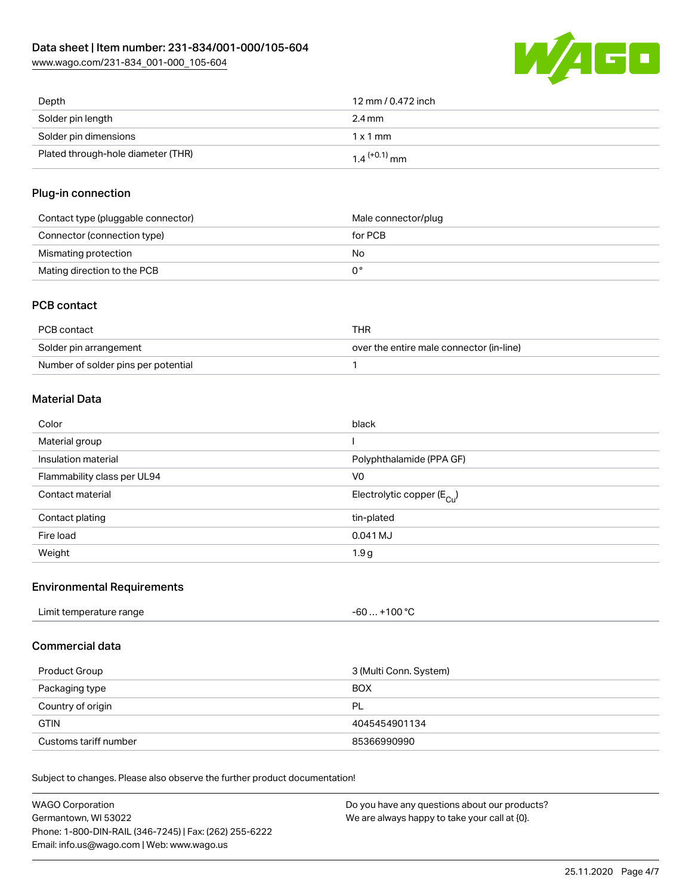| Depth | 12 mm / 0.472 inch |
| --- | --- |
| Solder pin length | 2.4 mm |
| Solder pin dimensions | 1 x 1 mm |
| Plated through-hole diameter (THR) | $1.4^{(+0.1)}$ mm |

## Plug-in connection

| Contact type (pluggable connector) | Male connector/plug |
| --- | --- |
| Connector (connection type) | for PCB |
| Mismating protection | No |
| Mating direction to the PCB | 0 ° |

## PCB contact

| PCB contact | THR |
| --- | --- |
| Solder pin arrangement | over the entire male connector (in-line) |
| Number of solder pins per potential | 1 |

## Material Data

| Color | black |
| --- | --- |
| Material group | I |
| Insulation material | Polyphthalamide (PPA GF) |
| Flammability class per UL94 | V0 |
| Contact material | Electrolytic copper ($E_{Cu}$) |
| Contact plating | tin-plated |
| Fire load | 0.041 MJ |
| Weight | 1.9 g |

## Environmental Requirements

| Limit temperature range | -60 … +100 °C |
| --- | --- |

## Commercial data

| Product Group | 3 (Multi Conn. System) |
| --- | --- |
| Packaging type | BOX |
| Country of origin | PL |
| GTIN | 4045454901134 |
| Customs tariff number | 85366990990 |

Subject to changes. Please also observe the further product documentation!

WAGO Corporation
Germantown, WI 53022
Phone: 1-800-DIN-RAIL (346-7245) | Fax: (262) 255-6222
Email: info.us@wago.com | Web: www.wago.us

Do you have any questions about our products?
We are always happy to take your call at {0}.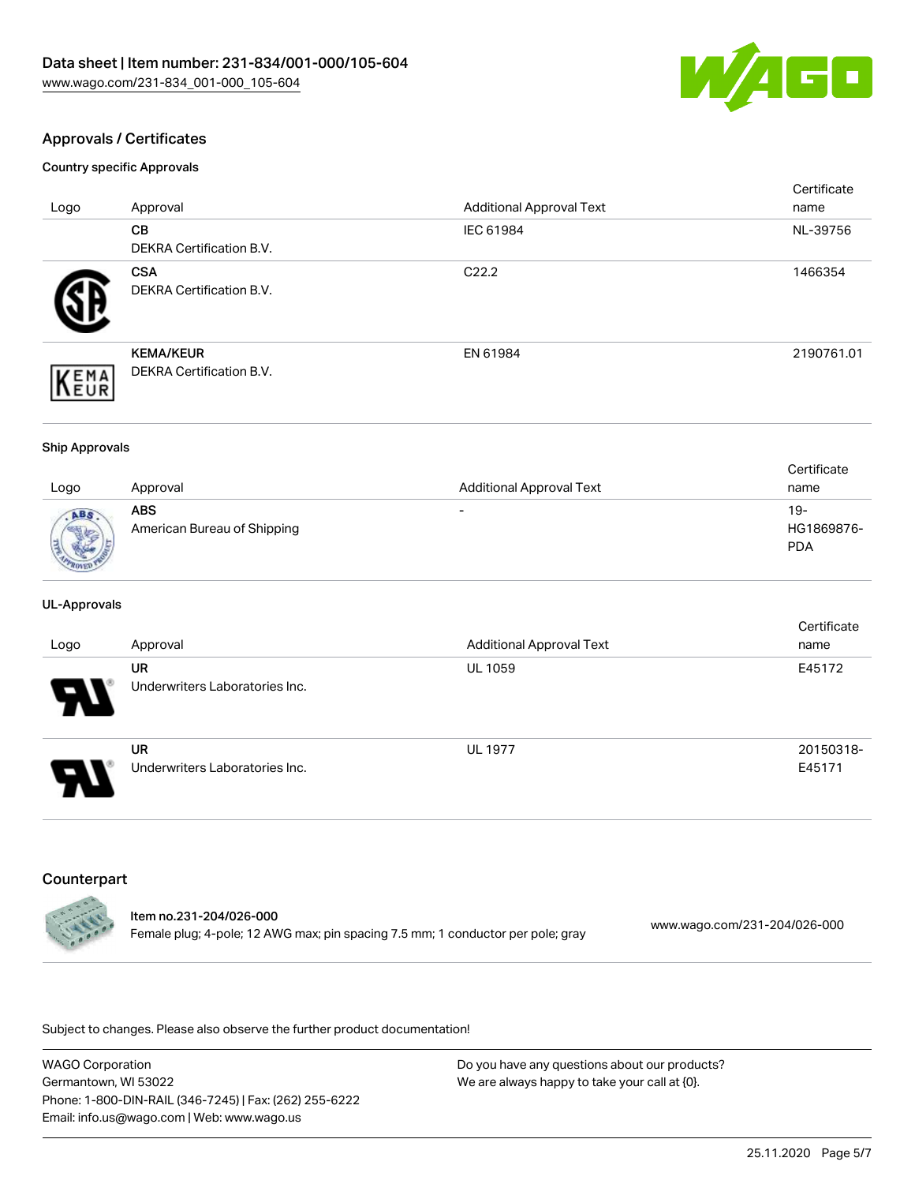## Approvals / Certificates

### Country specific Approvals

| Logo | Approval | Additional Approval Text | Certificate name |
| --- | --- | --- | --- |
| | **CB**<br>DEKRA Certification B.V. | IEC 61984 | NL-39756 |
| | **CSA**<br>DEKRA Certification B.V. | C22.2 | 1466354 |
| | **KEMA/KEUR**<br>DEKRA Certification B.V. | EN 61984 | 2190761.01 |

### Ship Approvals

| Logo | Approval | Additional Approval Text | Certificate name |
| --- | --- | --- | --- |
| | **ABS**<br>American Bureau of Shipping | - | 19-HG1869876-PDA |

### UL-Approvals

| Logo | Approval | Additional Approval Text | Certificate name |
| --- | --- | --- | --- |
| | **UR**<br>Underwriters Laboratories Inc. | UL 1059 | E45172 |
| | **UR**<br>Underwriters Laboratories Inc. | UL 1977 | 20150318-E45171 |

## Counterpart

Item no.231-204/026-000
Female plug; 4-pole; 12 AWG max; pin spacing 7.5 mm; 1 conductor per pole; gray

www.wago.com/231-204/026-000

Subject to changes. Please also observe the further product documentation!

WAGO Corporation
Germantown, WI 53022
Phone: 1-800-DIN-RAIL (346-7245) | Fax: (262) 255-6222
Email: info.us@wago.com | Web: www.wago.us

Do you have any questions about our products?
We are always happy to take your call at {0}.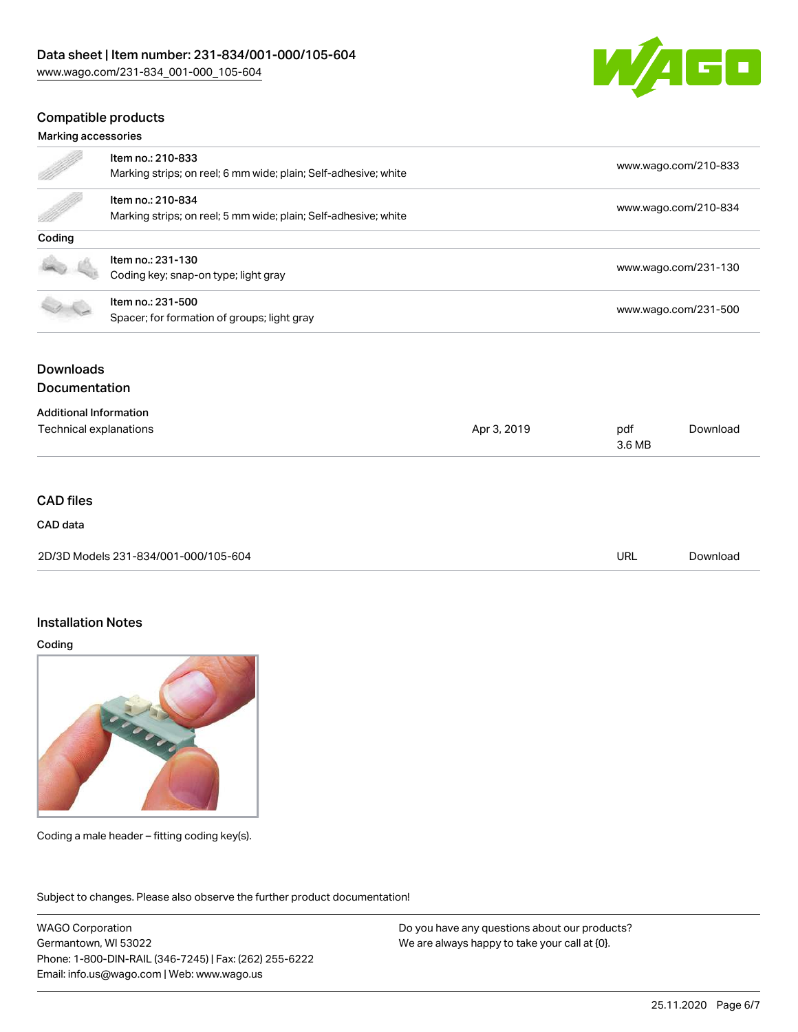## Compatible products

### Marking accessories

| | | |
|---|---|---|
| | Item no.: 210-833<br>Marking strips; on reel; 6 mm wide; plain; Self-adhesive; white | www.wago.com/210-833 |
| | Item no.: 210-834<br>Marking strips; on reel; 5 mm wide; plain; Self-adhesive; white | www.wago.com/210-834 |

### Coding

| | | |
|---|---|---|
| | Item no.: 231-130<br>Coding key; snap-on type; light gray | www.wago.com/231-130 |
| | Item no.: 231-500<br>Spacer; for formation of groups; light gray | www.wago.com/231-500 |

## Downloads

## Documentation

### Additional Information

| | | | |
|---|---|---|---|
| Technical explanations | Apr 3, 2019 | pdf<br>3.6 MB | Download |

## CAD files

### CAD data

| | | |
|---|---|---|
| 2D/3D Models 231-834/001-000/105-604 | URL | Download |

## Installation Notes

### Coding

Coding a male header – fitting coding key(s).

Subject to changes. Please also observe the further product documentation!

WAGO Corporation
Germantown, WI 53022
Phone: 1-800-DIN-RAIL (346-7245) | Fax: (262) 255-6222
Email: info.us@wago.com | Web: www.wago.us

Do you have any questions about our products?
We are always happy to take your call at {0}.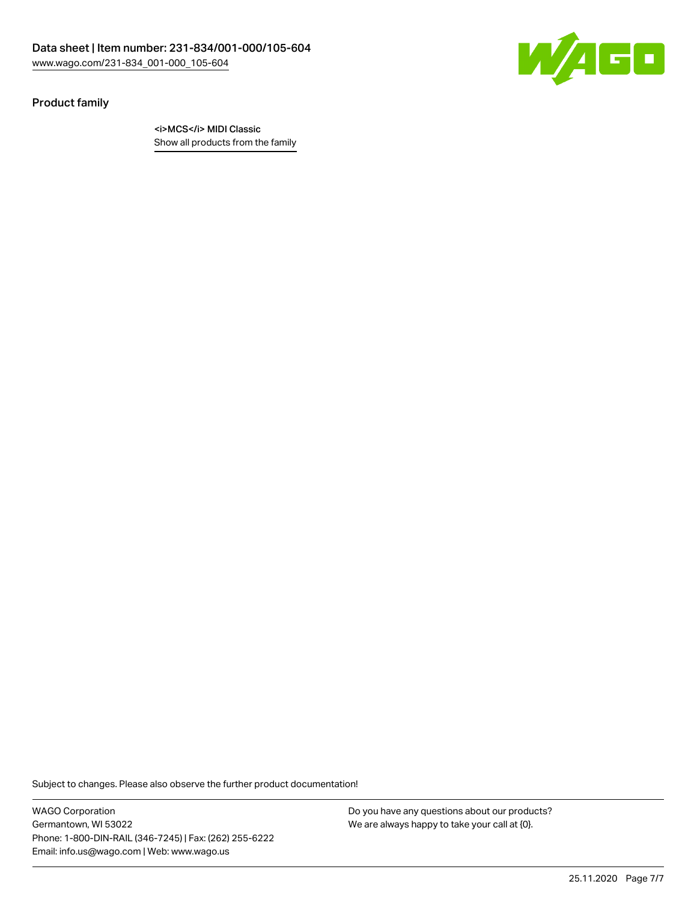Product family

<i>MCS</i> MIDI Classic
Show all products from the family

Subject to changes. Please also observe the further product documentation!

WAGO Corporation
Germantown, WI 53022
Phone: 1-800-DIN-RAIL (346-7245) | Fax: (262) 255-6222
Email: info.us@wago.com | Web: www.wago.us

Do you have any questions about our products?
We are always happy to take your call at {0}.